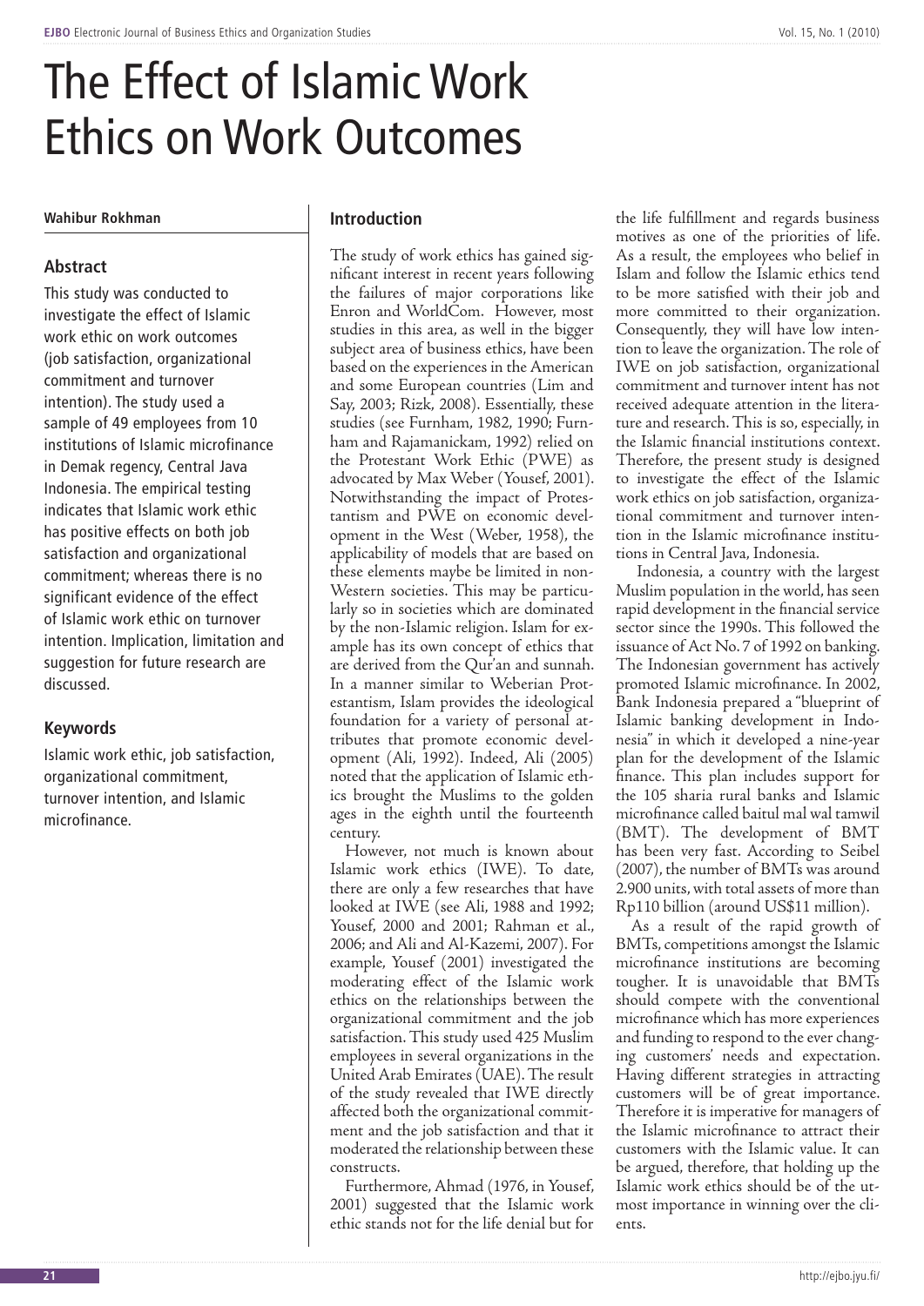# The Effect of Islamic Work Ethics on Work Outcomes

**Wahibur Rokhman**

## Abstract

This study was conducted to investigate the effect of Islamic work ethic on work outcomes (job satisfaction, organizational commitment and turnover intention). The study used a sample of 49 employees from 10 institutions of Islamic microfinance in Demak regency, Central Java Indonesia. The empirical testing indicates that Islamic work ethic has positive effects on both job satisfaction and organizational commitment; whereas there is no significant evidence of the effect of Islamic work ethic on turnover intention. Implication, limitation and suggestion for future research are discussed.

## Keywords

Islamic work ethic, job satisfaction, organizational commitment, turnover intention, and Islamic microfinance.

## Introduction

The study of work ethics has gained significant interest in recent years following the failures of major corporations like Enron and WorldCom. However, most studies in this area, as well in the bigger subject area of business ethics, have been based on the experiences in the American and some European countries (Lim and Say, 2003; Rizk, 2008). Essentially, these studies (see Furnham, 1982, 1990; Furnham and Rajamanickam, 1992) relied on the Protestant Work Ethic (PWE) as advocated by Max Weber (Yousef, 2001). Notwithstanding the impact of Protestantism and PWE on economic development in the West (Weber, 1958), the applicability of models that are based on these elements maybe be limited in non-Western societies. This may be particularly so in societies which are dominated by the non-Islamic religion. Islam for example has its own concept of ethics that are derived from the Qur'an and sunnah. In a manner similar to Weberian Protestantism, Islam provides the ideological foundation for a variety of personal attributes that promote economic development (Ali, 1992). Indeed, Ali (2005) noted that the application of Islamic ethics brought the Muslims to the golden ages in the eighth until the fourteenth century.

However, not much is known about Islamic work ethics (IWE). To date, there are only a few researches that have looked at IWE (see Ali, 1988 and 1992; Yousef, 2000 and 2001; Rahman et al., 2006; and Ali and Al-Kazemi, 2007). For example, Yousef (2001) investigated the moderating effect of the Islamic work ethics on the relationships between the organizational commitment and the job satisfaction. This study used 425 Muslim employees in several organizations in the United Arab Emirates (UAE). The result of the study revealed that IWE directly affected both the organizational commitment and the job satisfaction and that it moderated the relationship between these constructs.

Furthermore, Ahmad (1976, in Yousef, 2001) suggested that the Islamic work ethic stands not for the life denial but for the life fulfillment and regards business motives as one of the priorities of life. As a result, the employees who belief in Islam and follow the Islamic ethics tend to be more satisfied with their job and more committed to their organization. Consequently, they will have low intention to leave the organization. The role of IWE on job satisfaction, organizational commitment and turnover intent has not received adequate attention in the literature and research. This is so, especially, in the Islamic financial institutions context. Therefore, the present study is designed to investigate the effect of the Islamic work ethics on job satisfaction, organizational commitment and turnover intention in the Islamic microfinance institutions in Central Java, Indonesia.

Indonesia, a country with the largest Muslim population in the world, has seen rapid development in the financial service sector since the 1990s. This followed the issuance of Act No. 7 of 1992 on banking. The Indonesian government has actively promoted Islamic microfinance. In 2002, Bank Indonesia prepared a "blueprint of Islamic banking development in Indonesia" in which it developed a nine-year plan for the development of the Islamic finance. This plan includes support for the 105 sharia rural banks and Islamic microfinance called baitul mal wal tamwil (BMT). The development of BMT has been very fast. According to Seibel (2007), the number of BMTs was around 2.900 units, with total assets of more than Rp110 billion (around US$11 million).

As a result of the rapid growth of BMTs, competitions amongst the Islamic microfinance institutions are becoming tougher. It is unavoidable that BMTs should compete with the conventional microfinance which has more experiences and funding to respond to the ever changing customers' needs and expectation. Having different strategies in attracting customers will be of great importance. Therefore it is imperative for managers of the Islamic microfinance to attract their customers with the Islamic value. It can be argued, therefore, that holding up the Islamic work ethics should be of the utmost importance in winning over the clients.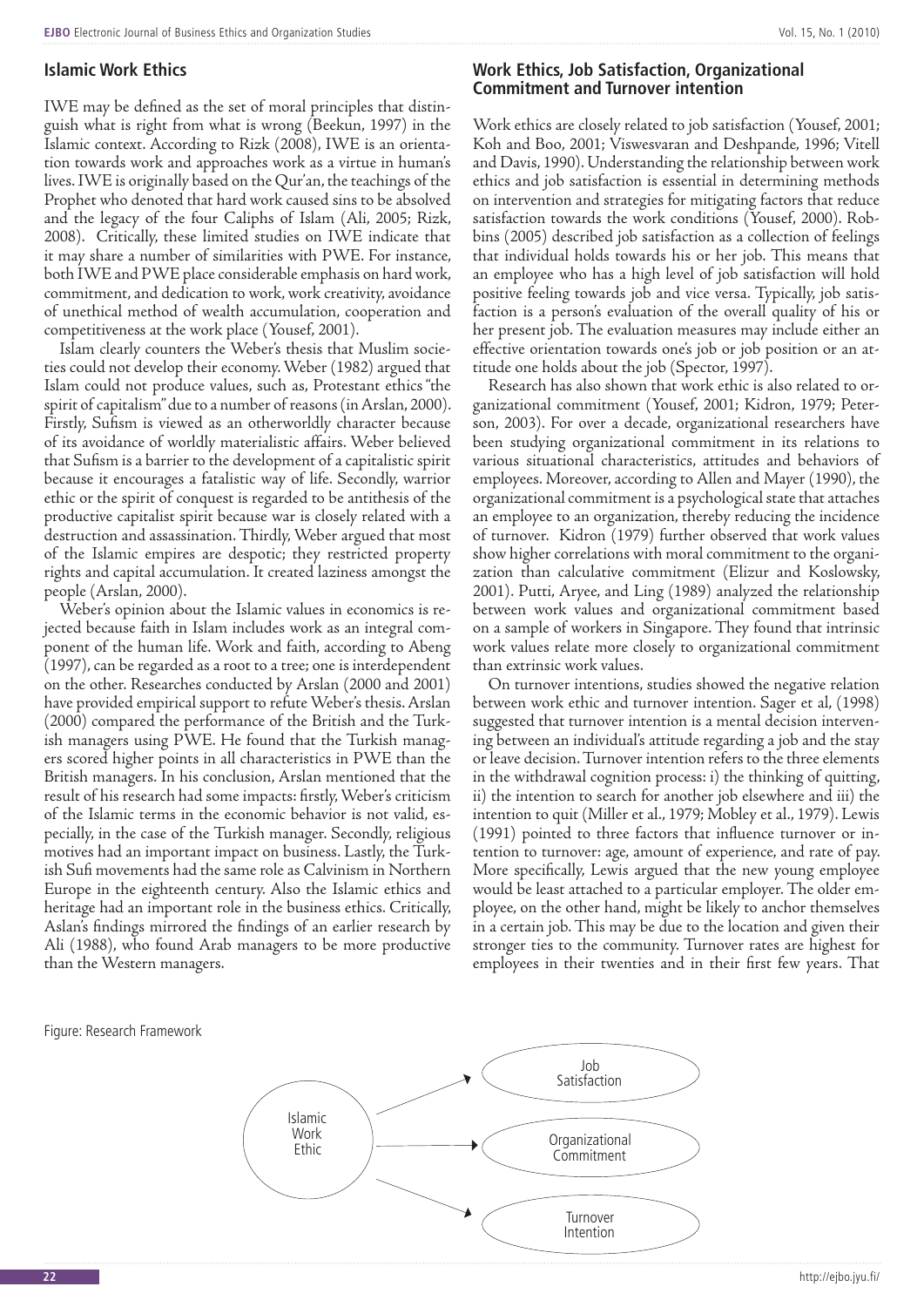## Islamic Work Ethics

IWE may be defined as the set of moral principles that distinguish what is right from what is wrong (Beekun, 1997) in the Islamic context. According to Rizk (2008), IWE is an orientation towards work and approaches work as a virtue in human's lives. IWE is originally based on the Qur'an, the teachings of the Prophet who denoted that hard work caused sins to be absolved and the legacy of the four Caliphs of Islam (Ali, 2005; Rizk, 2008). Critically, these limited studies on IWE indicate that it may share a number of similarities with PWE. For instance, both IWE and PWE place considerable emphasis on hard work, commitment, and dedication to work, work creativity, avoidance of unethical method of wealth accumulation, cooperation and competitiveness at the work place (Yousef, 2001).

Islam clearly counters the Weber's thesis that Muslim societies could not develop their economy. Weber (1982) argued that Islam could not produce values, such as, Protestant ethics "the spirit of capitalism" due to a number of reasons (in Arslan, 2000). Firstly, Sufism is viewed as an otherworldly character because of its avoidance of worldly materialistic affairs. Weber believed that Sufism is a barrier to the development of a capitalistic spirit because it encourages a fatalistic way of life. Secondly, warrior ethic or the spirit of conquest is regarded to be antithesis of the productive capitalist spirit because war is closely related with a destruction and assassination. Thirdly, Weber argued that most of the Islamic empires are despotic; they restricted property rights and capital accumulation. It created laziness amongst the people (Arslan, 2000).

Weber's opinion about the Islamic values in economics is rejected because faith in Islam includes work as an integral component of the human life. Work and faith, according to Abeng (1997), can be regarded as a root to a tree; one is interdependent on the other. Researches conducted by Arslan (2000 and 2001) have provided empirical support to refute Weber's thesis. Arslan (2000) compared the performance of the British and the Turkish managers using PWE. He found that the Turkish managers scored higher points in all characteristics in PWE than the British managers. In his conclusion, Arslan mentioned that the result of his research had some impacts: firstly, Weber's criticism of the Islamic terms in the economic behavior is not valid, especially, in the case of the Turkish manager. Secondly, religious motives had an important impact on business. Lastly, the Turkish Sufi movements had the same role as Calvinism in Northern Europe in the eighteenth century. Also the Islamic ethics and heritage had an important role in the business ethics. Critically, Aslan's findings mirrored the findings of an earlier research by Ali (1988), who found Arab managers to be more productive than the Western managers.

## Work Ethics, Job Satisfaction, Organizational Commitment and Turnover intention

Work ethics are closely related to job satisfaction (Yousef, 2001; Koh and Boo, 2001; Viswesvaran and Deshpande, 1996; Vitell and Davis, 1990). Understanding the relationship between work ethics and job satisfaction is essential in determining methods on intervention and strategies for mitigating factors that reduce satisfaction towards the work conditions (Yousef, 2000). Robbins (2005) described job satisfaction as a collection of feelings that individual holds towards his or her job. This means that an employee who has a high level of job satisfaction will hold positive feeling towards job and vice versa. Typically, job satisfaction is a person's evaluation of the overall quality of his or her present job. The evaluation measures may include either an effective orientation towards one's job or job position or an attitude one holds about the job (Spector, 1997).

Research has also shown that work ethic is also related to organizational commitment (Yousef, 2001; Kidron, 1979; Peterson, 2003). For over a decade, organizational researchers have been studying organizational commitment in its relations to various situational characteristics, attitudes and behaviors of employees. Moreover, according to Allen and Mayer (1990), the organizational commitment is a psychological state that attaches an employee to an organization, thereby reducing the incidence of turnover. Kidron (1979) further observed that work values show higher correlations with moral commitment to the organization than calculative commitment (Elizur and Koslowsky, 2001). Putti, Aryee, and Ling (1989) analyzed the relationship between work values and organizational commitment based on a sample of workers in Singapore. They found that intrinsic work values relate more closely to organizational commitment than extrinsic work values.

On turnover intentions, studies showed the negative relation between work ethic and turnover intention. Sager et al, (1998) suggested that turnover intention is a mental decision intervening between an individual's attitude regarding a job and the stay or leave decision. Turnover intention refers to the three elements in the withdrawal cognition process: i) the thinking of quitting, ii) the intention to search for another job elsewhere and iii) the intention to quit (Miller et al., 1979; Mobley et al., 1979). Lewis (1991) pointed to three factors that influence turnover or intention to turnover: age, amount of experience, and rate of pay. More specifically, Lewis argued that the new young employee would be least attached to a particular employer. The older employee, on the other hand, might be likely to anchor themselves in a certain job. This may be due to the location and given their stronger ties to the community. Turnover rates are highest for employees in their twenties and in their first few years. That

Figure: Research Framework

Islamic Work Ethic → Job Satisfaction; Islamic Work Ethic → Organizational Commitment; Islamic Work Ethic → Turnover Intention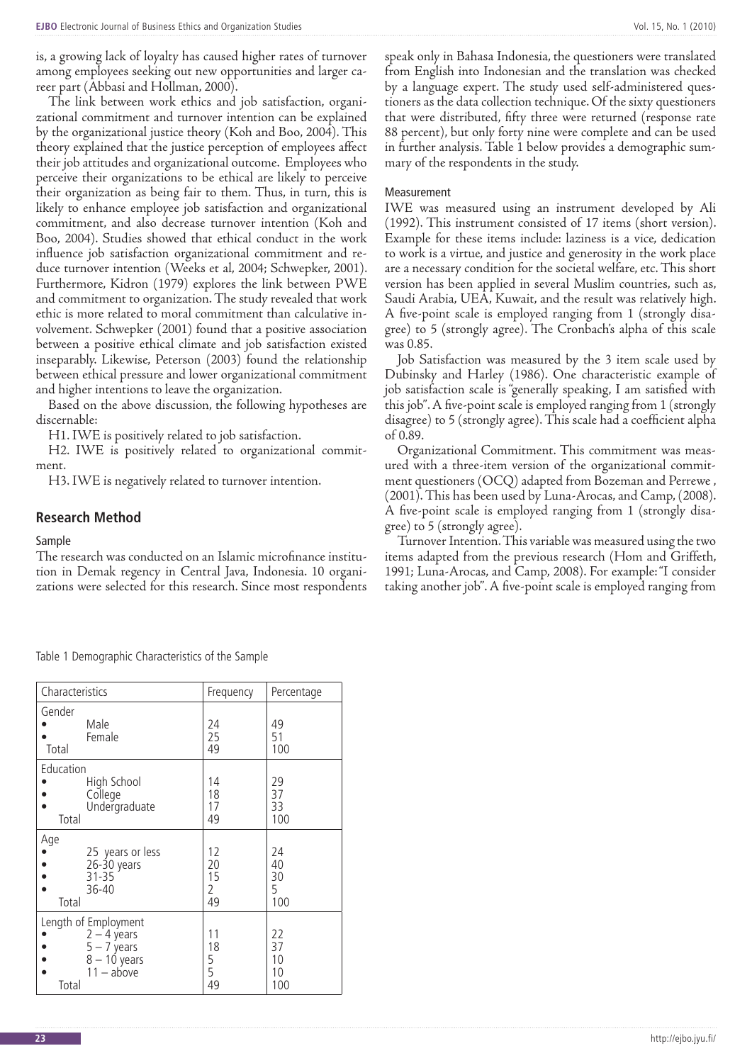is, a growing lack of loyalty has caused higher rates of turnover among employees seeking out new opportunities and larger career part (Abbasi and Hollman, 2000).

The link between work ethics and job satisfaction, organizational commitment and turnover intention can be explained by the organizational justice theory (Koh and Boo, 2004). This theory explained that the justice perception of employees affect their job attitudes and organizational outcome. Employees who perceive their organizations to be ethical are likely to perceive their organization as being fair to them. Thus, in turn, this is likely to enhance employee job satisfaction and organizational commitment, and also decrease turnover intention (Koh and Boo, 2004). Studies showed that ethical conduct in the work influence job satisfaction organizational commitment and reduce turnover intention (Weeks et al, 2004; Schwepker, 2001). Furthermore, Kidron (1979) explores the link between PWE and commitment to organization. The study revealed that work ethic is more related to moral commitment than calculative involvement. Schwepker (2001) found that a positive association between a positive ethical climate and job satisfaction existed inseparably. Likewise, Peterson (2003) found the relationship between ethical pressure and lower organizational commitment and higher intentions to leave the organization.

Based on the above discussion, the following hypotheses are discernable:

H1. IWE is positively related to job satisfaction.

H2. IWE is positively related to organizational commitment.

H3. IWE is negatively related to turnover intention.

## Research Method

### Sample

The research was conducted on an Islamic microfinance institution in Demak regency in Central Java, Indonesia. 10 organizations were selected for this research. Since most respondents speak only in Bahasa Indonesia, the questioners were translated from English into Indonesian and the translation was checked by a language expert. The study used self-administered questioners as the data collection technique. Of the sixty questioners that were distributed, fifty three were returned (response rate 88 percent), but only forty nine were complete and can be used in further analysis. Table 1 below provides a demographic summary of the respondents in the study.

### Measurement

IWE was measured using an instrument developed by Ali (1992). This instrument consisted of 17 items (short version). Example for these items include: laziness is a vice, dedication to work is a virtue, and justice and generosity in the work place are a necessary condition for the societal welfare, etc. This short version has been applied in several Muslim countries, such as, Saudi Arabia, UEA, Kuwait, and the result was relatively high. A five-point scale is employed ranging from 1 (strongly disagree) to 5 (strongly agree). The Cronbach's alpha of this scale was 0.85.

Job Satisfaction was measured by the 3 item scale used by Dubinsky and Harley (1986). One characteristic example of job satisfaction scale is "generally speaking, I am satisfied with this job". A five-point scale is employed ranging from 1 (strongly disagree) to 5 (strongly agree). This scale had a coefficient alpha of 0.89.

Organizational Commitment. This commitment was measured with a three-item version of the organizational commitment questioners (OCQ) adapted from Bozeman and Perrewe , (2001). This has been used by Luna-Arocas, and Camp, (2008). A five-point scale is employed ranging from 1 (strongly disagree) to 5 (strongly agree).

Turnover Intention. This variable was measured using the two items adapted from the previous research (Hom and Griffeth, 1991; Luna-Arocas, and Camp, 2008). For example: "I consider taking another job". A five-point scale is employed ranging from

Table 1 Demographic Characteristics of the Sample

| Characteristics | Frequency | Percentage |
|---|---|---|
| **Gender** | | |
| • Male | 24 | 49 |
| • Female | 25 | 51 |
| Total | 49 | 100 |
| **Education** | | |
| • High School | 14 | 29 |
| • College | 18 | 37 |
| • Undergraduate | 17 | 33 |
| Total | 49 | 100 |
| **Age** | | |
| • 25 years or less | 12 | 24 |
| • 26-30 years | 20 | 40 |
| • 31-35 | 15 | 30 |
| • 36-40 | 2 | 5 |
| Total | 49 | 100 |
| **Length of Employment** | | |
| • 2 – 4 years | 11 | 22 |
| • 5 – 7 years | 18 | 37 |
| • 8 – 10 years | 5 | 10 |
| • 11 – above | 5 | 10 |
| Total | 49 | 100 |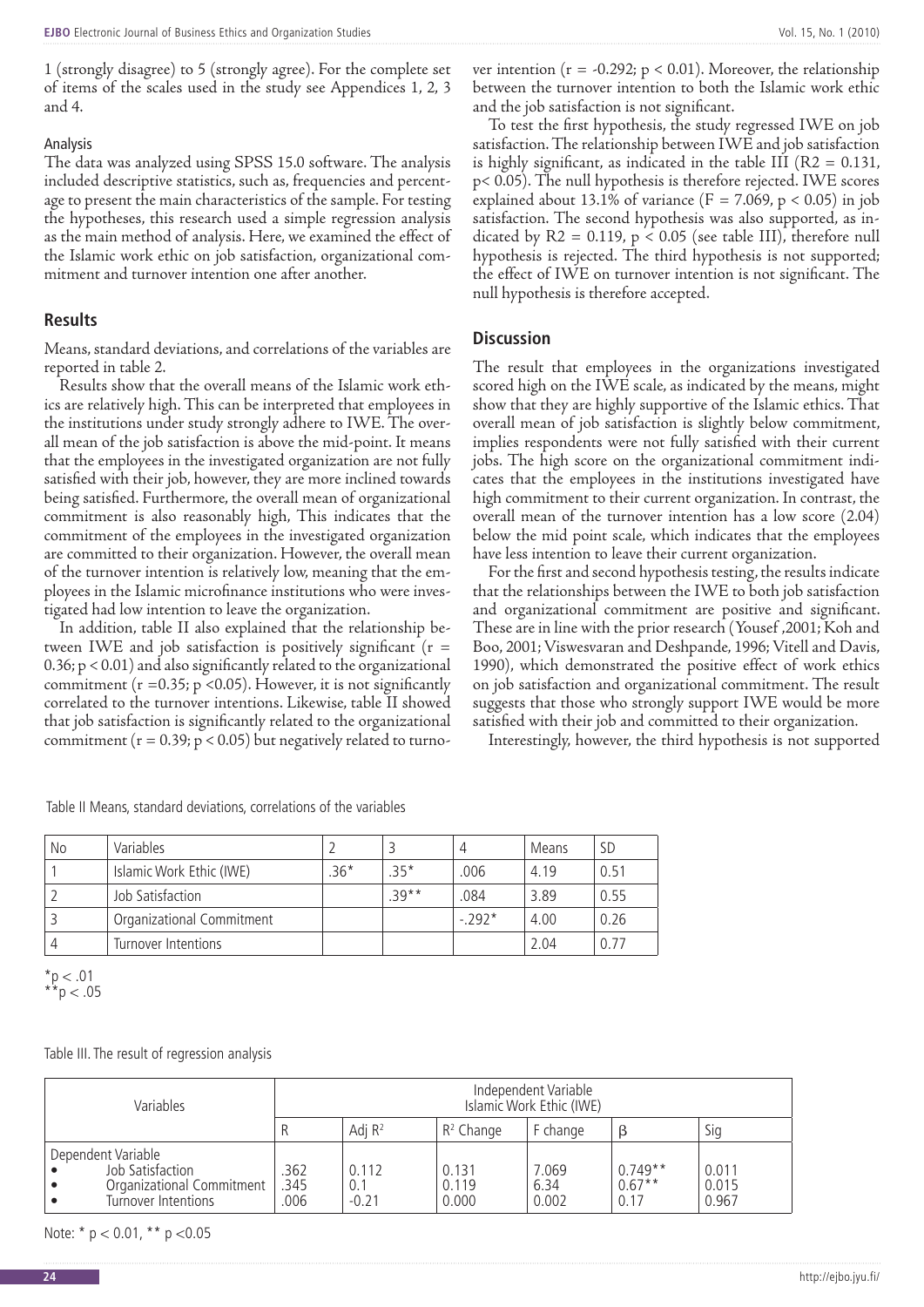1 (strongly disagree) to 5 (strongly agree). For the complete set of items of the scales used in the study see Appendices 1, 2, 3 and 4.

### Analysis

The data was analyzed using SPSS 15.0 software. The analysis included descriptive statistics, such as, frequencies and percentage to present the main characteristics of the sample. For testing the hypotheses, this research used a simple regression analysis as the main method of analysis. Here, we examined the effect of the Islamic work ethic on job satisfaction, organizational commitment and turnover intention one after another.

## Results

Means, standard deviations, and correlations of the variables are reported in table 2.

Results show that the overall means of the Islamic work ethics are relatively high. This can be interpreted that employees in the institutions under study strongly adhere to IWE. The overall mean of the job satisfaction is above the mid-point. It means that the employees in the investigated organization are not fully satisfied with their job, however, they are more inclined towards being satisfied. Furthermore, the overall mean of organizational commitment is also reasonably high, This indicates that the commitment of the employees in the investigated organization are committed to their organization. However, the overall mean of the turnover intention is relatively low, meaning that the employees in the Islamic microfinance institutions who were investigated had low intention to leave the organization.

In addition, table II also explained that the relationship between IWE and job satisfaction is positively significant ($r = 0.36; p < 0.01$) and also significantly related to the organizational commitment ($r = 0.35; p < 0.05$). However, it is not significantly correlated to the turnover intentions. Likewise, table II showed that job satisfaction is significantly related to the organizational commitment ($r = 0.39; p < 0.05$) but negatively related to turnover intention ($r = -0.292; p < 0.01$). Moreover, the relationship between the turnover intention to both the Islamic work ethic and the job satisfaction is not significant.

To test the first hypothesis, the study regressed IWE on job satisfaction. The relationship between IWE and job satisfaction is highly significant, as indicated in the table III ($R2 = 0.131$, $p < 0.05$). The null hypothesis is therefore rejected. IWE scores explained about 13.1% of variance ($F = 7.069$, $p < 0.05$) in job satisfaction. The second hypothesis was also supported, as indicated by $R2 = 0.119$, $p < 0.05$ (see table III), therefore null hypothesis is rejected. The third hypothesis is not supported; the effect of IWE on turnover intention is not significant. The null hypothesis is therefore accepted.

## Discussion

The result that employees in the organizations investigated scored high on the IWE scale, as indicated by the means, might show that they are highly supportive of the Islamic ethics. That overall mean of job satisfaction is slightly below commitment, implies respondents were not fully satisfied with their current jobs. The high score on the organizational commitment indicates that the employees in the institutions investigated have high commitment to their current organization. In contrast, the overall mean of the turnover intention has a low score (2.04) below the mid point scale, which indicates that the employees have less intention to leave their current organization.

For the first and second hypothesis testing, the results indicate that the relationships between the IWE to both job satisfaction and organizational commitment are positive and significant. These are in line with the prior research (Yousef ,2001; Koh and Boo, 2001; Viswesvaran and Deshpande, 1996; Vitell and Davis, 1990), which demonstrated the positive effect of work ethics on job satisfaction and organizational commitment. The result suggests that those who strongly support IWE would be more satisfied with their job and committed to their organization.

Interestingly, however, the third hypothesis is not supported

Table II Means, standard deviations, correlations of the variables

| No | Variables | 2 | 3 | 4 | Means | SD |
|---|---|---|---|---|---|---|
| 1 | Islamic Work Ethic (IWE) | .36* | .35* | .006 | 4.19 | 0.51 |
| 2 | Job Satisfaction | | .39** | .084 | 3.89 | 0.55 |
| 3 | Organizational Commitment | | | -.292* | 4.00 | 0.26 |
| 4 | Turnover Intentions | | | | 2.04 | 0.77 |

*$p < .01$
**$p < .05$

Table III. The result of regression analysis

| Variables | Independent Variable Islamic Work Ethic (IWE) | | | | | |
|---|---|---|---|---|---|---|
| | R | Adj $R^2$ | $R^2$ Change | F change | β | Sig |
| Dependent Variable | | | | | | |
| • Job Satisfaction | .362 | 0.112 | 0.131 | 7.069 | 0.749** | 0.011 |
| • Organizational Commitment | .345 | 0.1 | 0.119 | 6.34 | 0.67** | 0.015 |
| • Turnover Intentions | .006 | -0.21 | 0.000 | 0.002 | 0.17 | 0.967 |

Note: * $p < 0.01$, ** $p < 0.05$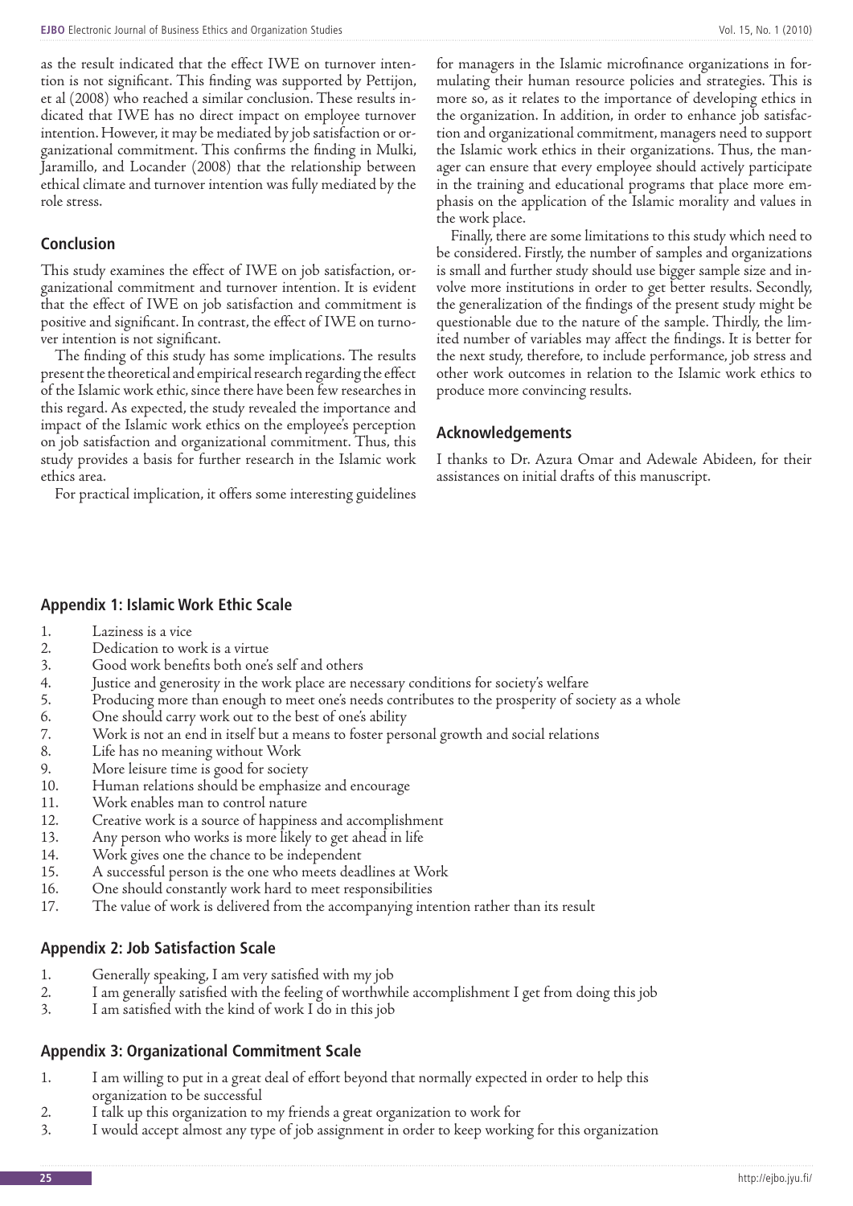as the result indicated that the effect IWE on turnover intention is not significant. This finding was supported by Pettijon, et al (2008) who reached a similar conclusion. These results indicated that IWE has no direct impact on employee turnover intention. However, it may be mediated by job satisfaction or organizational commitment. This confirms the finding in Mulki, Jaramillo, and Locander (2008) that the relationship between ethical climate and turnover intention was fully mediated by the role stress.

## Conclusion

This study examines the effect of IWE on job satisfaction, organizational commitment and turnover intention. It is evident that the effect of IWE on job satisfaction and commitment is positive and significant. In contrast, the effect of IWE on turnover intention is not significant.

The finding of this study has some implications. The results present the theoretical and empirical research regarding the effect of the Islamic work ethic, since there have been few researches in this regard. As expected, the study revealed the importance and impact of the Islamic work ethics on the employee's perception on job satisfaction and organizational commitment. Thus, this study provides a basis for further research in the Islamic work ethics area.

For practical implication, it offers some interesting guidelines for managers in the Islamic microfinance organizations in formulating their human resource policies and strategies. This is more so, as it relates to the importance of developing ethics in the organization. In addition, in order to enhance job satisfaction and organizational commitment, managers need to support the Islamic work ethics in their organizations. Thus, the manager can ensure that every employee should actively participate in the training and educational programs that place more emphasis on the application of the Islamic morality and values in the work place.

Finally, there are some limitations to this study which need to be considered. Firstly, the number of samples and organizations is small and further study should use bigger sample size and involve more institutions in order to get better results. Secondly, the generalization of the findings of the present study might be questionable due to the nature of the sample. Thirdly, the limited number of variables may affect the findings. It is better for the next study, therefore, to include performance, job stress and other work outcomes in relation to the Islamic work ethics to produce more convincing results.

## Acknowledgements

I thanks to Dr. Azura Omar and Adewale Abideen, for their assistances on initial drafts of this manuscript.

## Appendix 1: Islamic Work Ethic Scale

1. Laziness is a vice
2. Dedication to work is a virtue
3. Good work benefits both one's self and others
4. Justice and generosity in the work place are necessary conditions for society's welfare
5. Producing more than enough to meet one's needs contributes to the prosperity of society as a whole
6. One should carry work out to the best of one's ability
7. Work is not an end in itself but a means to foster personal growth and social relations
8. Life has no meaning without Work
9. More leisure time is good for society
10. Human relations should be emphasize and encourage
11. Work enables man to control nature
12. Creative work is a source of happiness and accomplishment
13. Any person who works is more likely to get ahead in life
14. Work gives one the chance to be independent
15. A successful person is the one who meets deadlines at Work
16. One should constantly work hard to meet responsibilities
17. The value of work is delivered from the accompanying intention rather than its result

## Appendix 2: Job Satisfaction Scale

1. Generally speaking, I am very satisfied with my job
2. I am generally satisfied with the feeling of worthwhile accomplishment I get from doing this job
3. I am satisfied with the kind of work I do in this job

## Appendix 3: Organizational Commitment Scale

1. I am willing to put in a great deal of effort beyond that normally expected in order to help this organization to be successful
2. I talk up this organization to my friends a great organization to work for
3. I would accept almost any type of job assignment in order to keep working for this organization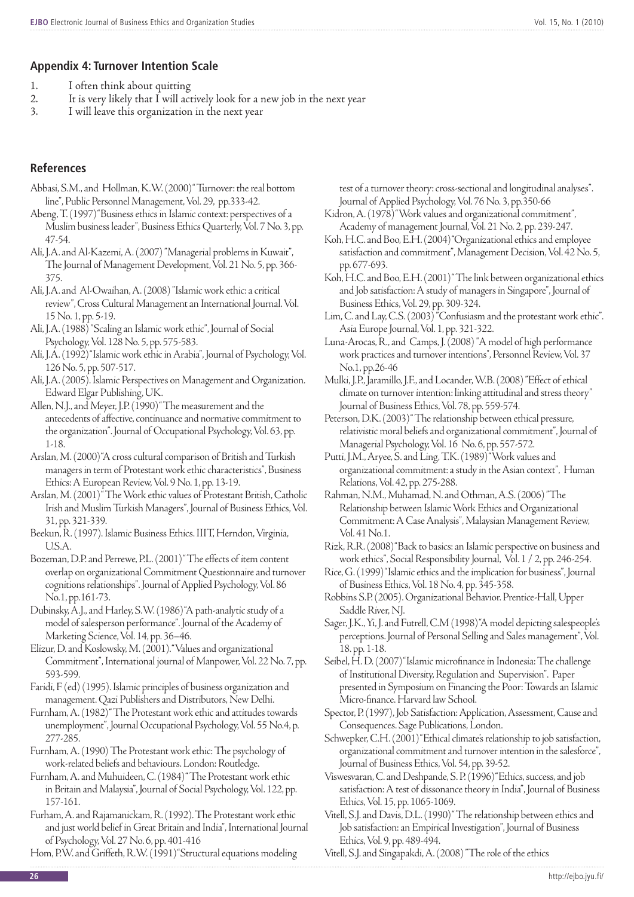## Appendix 4: Turnover Intention Scale

1. I often think about quitting
2. It is very likely that I will actively look for a new job in the next year
3. I will leave this organization in the next year

## References

Abbasi, S.M., and Hollman, K.W. (2000) "Turnover: the real bottom line", Public Personnel Management, Vol. 29, pp.333-42.

Abeng, T. (1997) "Business ethics in Islamic context: perspectives of a Muslim business leader", Business Ethics Quarterly, Vol. 7 No. 3, pp. 47-54.

Ali, J.A. and Al-Kazemi, A. (2007) "Managerial problems in Kuwait", The Journal of Management Development, Vol. 21 No. 5, pp. 366-375.

Ali, J.A. and Al-Owaihan, A. (2008) "Islamic work ethic: a critical review", Cross Cultural Management an International Journal. Vol. 15 No. 1, pp. 5-19.

Ali, J.A. (1988) "Scaling an Islamic work ethic", Journal of Social Psychology, Vol. 128 No. 5, pp. 575-583.

Ali, J.A. (1992) "Islamic work ethic in Arabia", Journal of Psychology, Vol. 126 No. 5, pp. 507-517.

Ali, J.A. (2005). Islamic Perspectives on Management and Organization. Edward Elgar Publishing, UK.

Allen, N.J., and Meyer, J.P. (1990) "The measurement and the antecedents of affective, continuance and normative commitment to the organization". Journal of Occupational Psychology, Vol. 63, pp. 1-18.

Arslan, M. (2000) "A cross cultural comparison of British and Turkish managers in term of Protestant work ethic characteristics", Business Ethics: A European Review, Vol. 9 No. 1, pp. 13-19.

Arslan, M. (2001) "The Work ethic values of Protestant British, Catholic Irish and Muslim Turkish Managers", Journal of Business Ethics, Vol. 31, pp. 321-339.

Beekun, R. (1997). Islamic Business Ethics. IIIT, Herndon, Virginia, U.S.A.

Bozeman, D.P. and Perrewe, P.L. (2001) "The effects of item content overlap on organizational Commitment Questionnaire and turnover cognitions relationships". Journal of Applied Psychology, Vol. 86 No.1, pp.161-73.

Dubinsky, A.J., and Harley, S.W. (1986) "A path-analytic study of a model of salesperson performance". Journal of the Academy of Marketing Science, Vol. 14, pp. 36–46.

Elizur, D. and Koslowsky, M. (2001). "Values and organizational Commitment", International journal of Manpower, Vol. 22 No. 7, pp. 593-599.

Faridi, F (ed) (1995). Islamic principles of business organization and management. Qazi Publishers and Distributors, New Delhi.

Furnham, A. (1982) "The Protestant work ethic and attitudes towards unemployment", Journal Occupational Psychology, Vol. 55 No.4, p. 277-285.

Furnham, A. (1990) The Protestant work ethic: The psychology of work-related beliefs and behaviours. London: Routledge.

Furnham, A. and Muhuideen, C. (1984) "The Protestant work ethic in Britain and Malaysia", Journal of Social Psychology, Vol. 122, pp. 157-161.

Furham, A. and Rajamanickam, R. (1992). The Protestant work ethic and just world belief in Great Britain and India", International Journal of Psychology, Vol. 27 No. 6, pp. 401-416

Hom, P.W. and Griffeth, R.W. (1991) "Structural equations modeling test of a turnover theory: cross-sectional and longitudinal analyses". Journal of Applied Psychology, Vol. 76 No. 3, pp.350-66

Kidron, A. (1978) "Work values and organizational commitment", Academy of management Journal, Vol. 21 No. 2, pp. 239-247.

Koh, H.C. and Boo, E.H. (2004) "Organizational ethics and employee satisfaction and commitment", Management Decision, Vol. 42 No. 5, pp. 677-693.

Koh, H.C. and Boo, E.H. (2001) "The link between organizational ethics and Job satisfaction: A study of managers in Singapore", Journal of Business Ethics, Vol. 29, pp. 309-324.

Lim, C. and Lay, C.S. (2003) "Confusiasm and the protestant work ethic". Asia Europe Journal, Vol. 1, pp. 321-322.

Luna-Arocas, R., and Camps, J. (2008) "A model of high performance work practices and turnover intentions", Personnel Review, Vol. 37 No.1, pp.26-46

Mulki, J.P., Jaramillo, J.F., and Locander, W.B. (2008) "Effect of ethical climate on turnover intention: linking attitudinal and stress theory" Journal of Business Ethics, Vol. 78, pp. 559-574.

Peterson, D.K. (2003) "The relationship between ethical pressure, relativistic moral beliefs and organizational commitment", Journal of Managerial Psychology, Vol. 16 No. 6, pp. 557-572.

Putti, J.M., Aryee, S. and Ling, T.K. (1989) "Work values and organizational commitment: a study in the Asian context", Human Relations, Vol. 42, pp. 275-288.

Rahman, N.M., Muhamad, N. and Othman, A.S. (2006) "The Relationship between Islamic Work Ethics and Organizational Commitment: A Case Analysis", Malaysian Management Review, Vol. 41 No.1.

Rizk, R.R. (2008) "Back to basics: an Islamic perspective on business and work ethics", Social Responsibility Journal, Vol. 1 / 2, pp. 246-254.

Rice, G. (1999) "Islamic ethics and the implication for business", Journal of Business Ethics, Vol. 18 No. 4, pp. 345-358.

Robbins S.P. (2005). Organizational Behavior. Prentice-Hall, Upper Saddle River, NJ.

Sager, J.K., Yi, J. and Futrell, C.M (1998) "A model depicting salespeople's perceptions. Journal of Personal Selling and Sales management", Vol. 18. pp. 1-18.

Seibel, H. D. (2007) "Islamic microfinance in Indonesia: The challenge of Institutional Diversity, Regulation and Supervision". Paper presented in Symposium on Financing the Poor: Towards an Islamic Micro-finance. Harvard law School.

Spector, P. (1997), Job Satisfaction: Application, Assessment, Cause and Consequences. Sage Publications, London.

Schwepker, C.H. (2001) "Ethical climate's relationship to job satisfaction, organizational commitment and turnover intention in the salesforce", Journal of Business Ethics, Vol. 54, pp. 39-52.

Viswesvaran, C. and Deshpande, S. P. (1996) "Ethics, success, and job satisfaction: A test of dissonance theory in India", Journal of Business Ethics, Vol. 15, pp. 1065-1069.

Vitell, S.J. and Davis, D.L. (1990) "The relationship between ethics and Job satisfaction: an Empirical Investigation", Journal of Business Ethics, Vol. 9, pp. 489-494.

Vitell, S.J. and Singapakdi, A. (2008) "The role of the ethics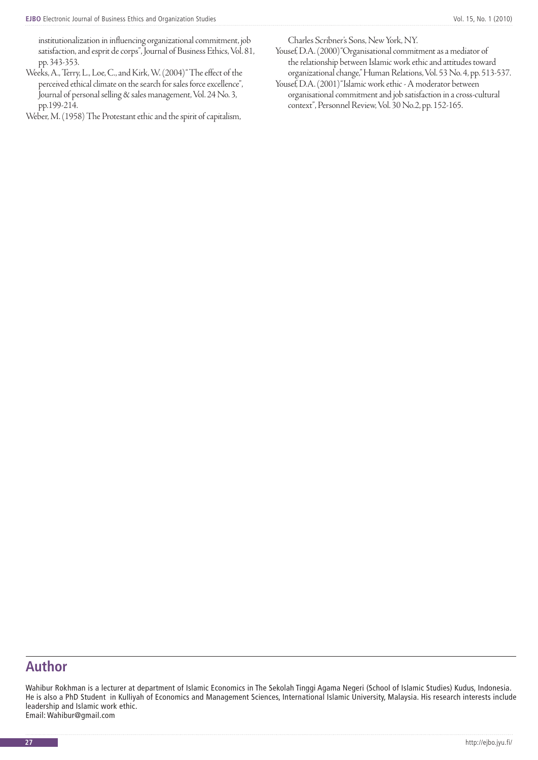institutionalization in influencing organizational commitment, job satisfaction, and esprit de corps", Journal of Business Ethics, Vol. 81, pp. 343-353.

Weeks, A., Terry, L., Loe, C., and Kirk, W. (2004) "The effect of the perceived ethical climate on the search for sales force excellence", Journal of personal selling & sales management, Vol. 24 No. 3, pp.199-214.

Weber, M. (1958) The Protestant ethic and the spirit of capitalism, Charles Scribner's Sons, New York, NY.

Yousef, D.A. (2000) "Organisational commitment as a mediator of the relationship between Islamic work ethic and attitudes toward organizational change," Human Relations, Vol. 53 No. 4, pp. 513-537.

Yousef, D.A. (2001) "Islamic work ethic - A moderator between organisational commitment and job satisfaction in a cross-cultural context", Personnel Review, Vol. 30 No.2, pp. 152-165.

## Author

Wahibur Rokhman is a lecturer at department of Islamic Economics in The Sekolah Tinggi Agama Negeri (School of Islamic Studies) Kudus, Indonesia. He is also a PhD Student in Kulliyah of Economics and Management Sciences, International Islamic University, Malaysia. His research interests include leadership and Islamic work ethic.
Email: Wahibur@gmail.com